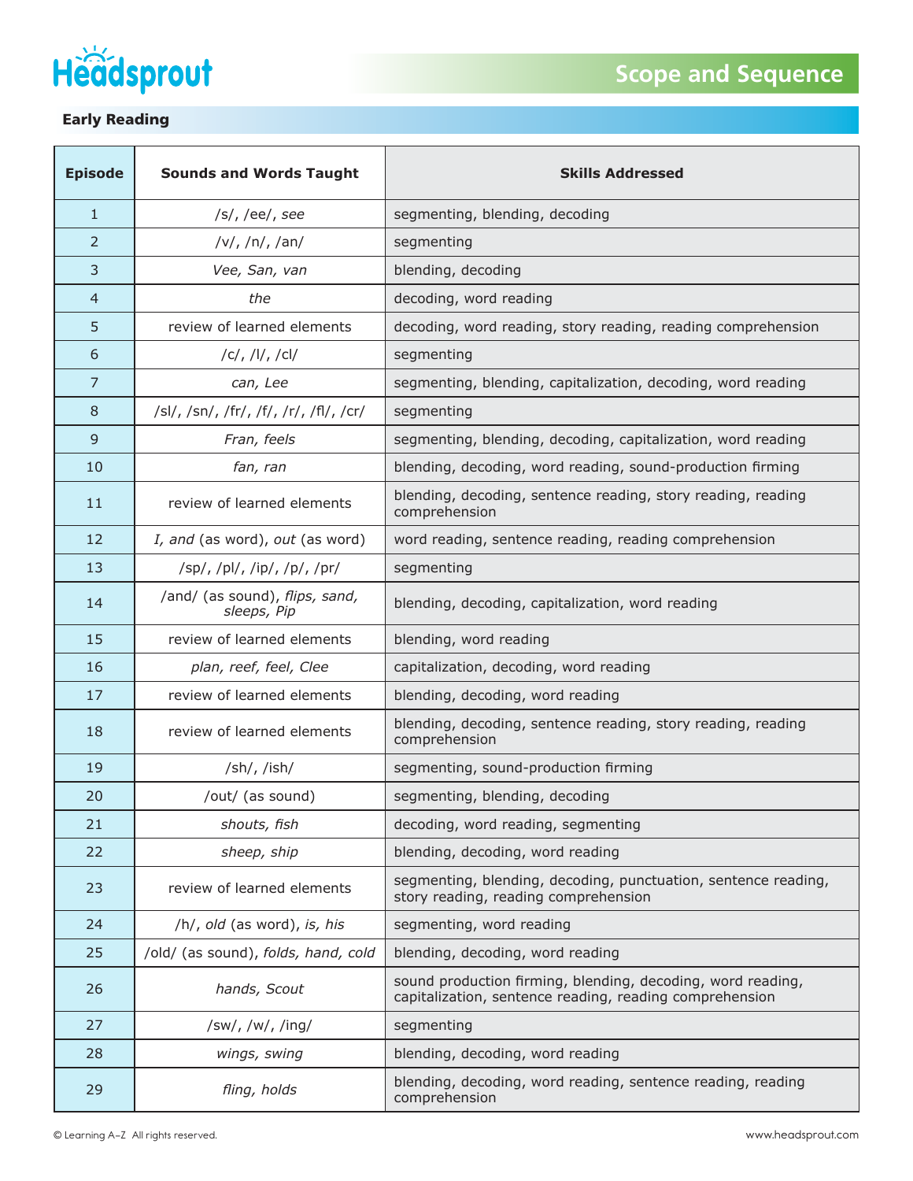# Headsprout

## Scope and Sequence

### Early Reading

| Episode | Sounds and Words Taught | Skills Addressed |
|---|---|---|
| 1 | /s/, /ee/, *see* | segmenting, blending, decoding |
| 2 | /v/, /n/, /an/ | segmenting |
| 3 | *Vee, San, van* | blending, decoding |
| 4 | *the* | decoding, word reading |
| 5 | review of learned elements | decoding, word reading, story reading, reading comprehension |
| 6 | /c/, /l/, /cl/ | segmenting |
| 7 | *can, Lee* | segmenting, blending, capitalization, decoding, word reading |
| 8 | /sl/, /sn/, /fr/, /f/, /r/, /fl/, /cr/ | segmenting |
| 9 | *Fran, feels* | segmenting, blending, decoding, capitalization, word reading |
| 10 | *fan, ran* | blending, decoding, word reading, sound-production firming |
| 11 | review of learned elements | blending, decoding, sentence reading, story reading, reading comprehension |
| 12 | *I, and* (as word), *out* (as word) | word reading, sentence reading, reading comprehension |
| 13 | /sp/, /pl/, /ip/, /p/, /pr/ | segmenting |
| 14 | /and/ (as sound), *flips, sand, sleeps, Pip* | blending, decoding, capitalization, word reading |
| 15 | review of learned elements | blending, word reading |
| 16 | *plan, reef, feel, Clee* | capitalization, decoding, word reading |
| 17 | review of learned elements | blending, decoding, word reading |
| 18 | review of learned elements | blending, decoding, sentence reading, story reading, reading comprehension |
| 19 | /sh/, /ish/ | segmenting, sound-production firming |
| 20 | /out/ (as sound) | segmenting, blending, decoding |
| 21 | *shouts, fish* | decoding, word reading, segmenting |
| 22 | *sheep, ship* | blending, decoding, word reading |
| 23 | review of learned elements | segmenting, blending, decoding, punctuation, sentence reading, story reading, reading comprehension |
| 24 | /h/, *old* (as word), *is, his* | segmenting, word reading |
| 25 | /old/ (as sound), *folds, hand, cold* | blending, decoding, word reading |
| 26 | *hands, Scout* | sound production firming, blending, decoding, word reading, capitalization, sentence reading, reading comprehension |
| 27 | /sw/, /w/, /ing/ | segmenting |
| 28 | *wings, swing* | blending, decoding, word reading |
| 29 | *fling, holds* | blending, decoding, word reading, sentence reading, reading comprehension |

© Learning A–Z All rights reserved. www.headsprout.com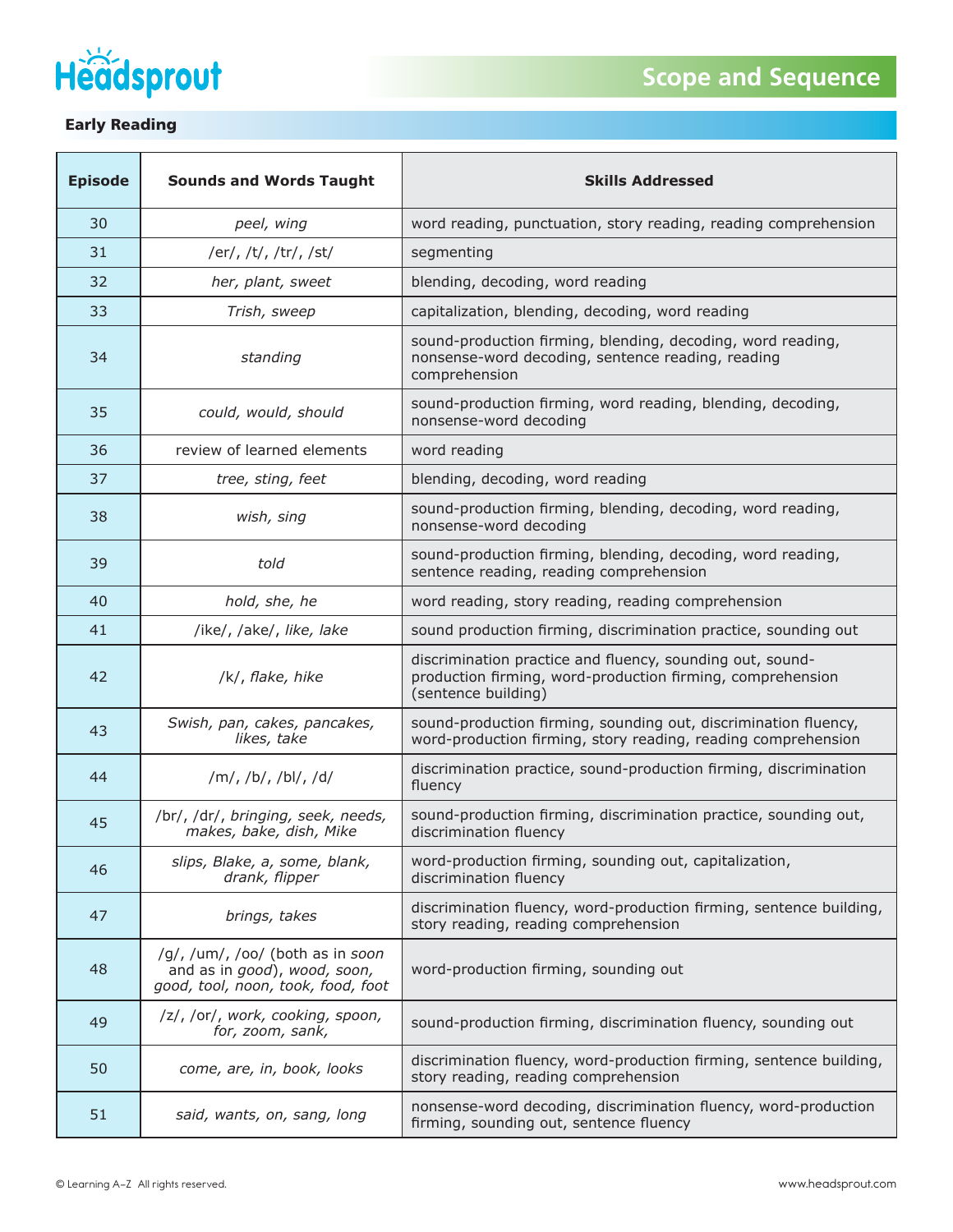# Scope and Sequence

## Early Reading

| Episode | Sounds and Words Taught | Skills Addressed |
|---|---|---|
| 30 | *peel, wing* | word reading, punctuation, story reading, reading comprehension |
| 31 | /er/, /t/, /tr/, /st/ | segmenting |
| 32 | *her, plant, sweet* | blending, decoding, word reading |
| 33 | *Trish, sweep* | capitalization, blending, decoding, word reading |
| 34 | *standing* | sound-production firming, blending, decoding, word reading, nonsense-word decoding, sentence reading, reading comprehension |
| 35 | *could, would, should* | sound-production firming, word reading, blending, decoding, nonsense-word decoding |
| 36 | review of learned elements | word reading |
| 37 | *tree, sting, feet* | blending, decoding, word reading |
| 38 | *wish, sing* | sound-production firming, blending, decoding, word reading, nonsense-word decoding |
| 39 | *told* | sound-production firming, blending, decoding, word reading, sentence reading, reading comprehension |
| 40 | *hold, she, he* | word reading, story reading, reading comprehension |
| 41 | /ike/, /ake/, *like, lake* | sound production firming, discrimination practice, sounding out |
| 42 | /k/, *flake, hike* | discrimination practice and fluency, sounding out, sound-production firming, word-production firming, comprehension (sentence building) |
| 43 | *Swish, pan, cakes, pancakes, likes, take* | sound-production firming, sounding out, discrimination fluency, word-production firming, story reading, reading comprehension |
| 44 | /m/, /b/, /bl/, /d/ | discrimination practice, sound-production firming, discrimination fluency |
| 45 | /br/, /dr/, *bringing, seek, needs, makes, bake, dish, Mike* | sound-production firming, discrimination practice, sounding out, discrimination fluency |
| 46 | *slips, Blake, a, some, blank, drank, flipper* | word-production firming, sounding out, capitalization, discrimination fluency |
| 47 | *brings, takes* | discrimination fluency, word-production firming, sentence building, story reading, reading comprehension |
| 48 | /g/, /um/, /oo/ (both as in *soon* and as in *good*), *wood, soon, good, tool, noon, took, food, foot* | word-production firming, sounding out |
| 49 | /z/, /or/, *work, cooking, spoon, for, zoom, sank,* | sound-production firming, discrimination fluency, sounding out |
| 50 | *come, are, in, book, looks* | discrimination fluency, word-production firming, sentence building, story reading, reading comprehension |
| 51 | *said, wants, on, sang, long* | nonsense-word decoding, discrimination fluency, word-production firming, sounding out, sentence fluency |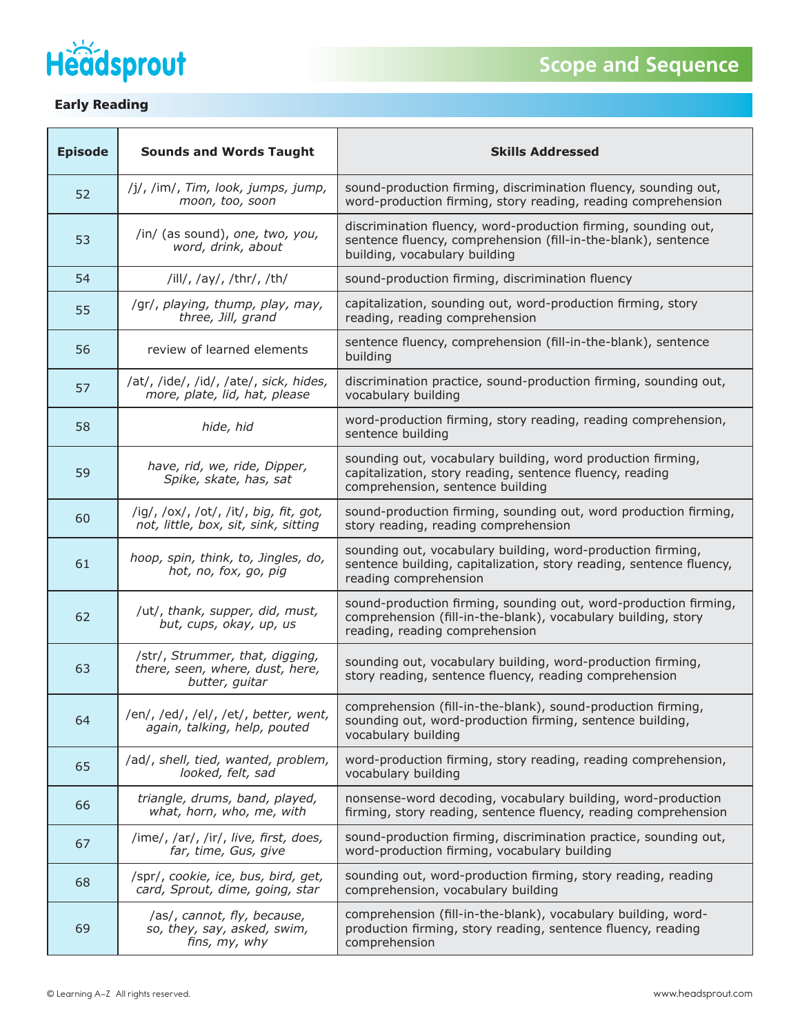# Headsprout

## Scope and Sequence

### Early Reading

| Episode | Sounds and Words Taught | Skills Addressed |
|---|---|---|
| 52 | /j/, /im/, *Tim, look, jumps, jump, moon, too, soon* | sound-production firming, discrimination fluency, sounding out, word-production firming, story reading, reading comprehension |
| 53 | /in/ (as sound), *one, two, you, word, drink, about* | discrimination fluency, word-production firming, sounding out, sentence fluency, comprehension (fill-in-the-blank), sentence building, vocabulary building |
| 54 | /ill/, /ay/, /thr/, /th/ | sound-production firming, discrimination fluency |
| 55 | /gr/, *playing, thump, play, may, three, Jill, grand* | capitalization, sounding out, word-production firming, story reading, reading comprehension |
| 56 | review of learned elements | sentence fluency, comprehension (fill-in-the-blank), sentence building |
| 57 | /at/, /ide/, /id/, /ate/, *sick, hides, more, plate, lid, hat, please* | discrimination practice, sound-production firming, sounding out, vocabulary building |
| 58 | *hide, hid* | word-production firming, story reading, reading comprehension, sentence building |
| 59 | *have, rid, we, ride, Dipper, Spike, skate, has, sat* | sounding out, vocabulary building, word production firming, capitalization, story reading, sentence fluency, reading comprehension, sentence building |
| 60 | /ig/, /ox/, /ot/, /it/, *big, fit, got, not, little, box, sit, sink, sitting* | sound-production firming, sounding out, word production firming, story reading, reading comprehension |
| 61 | *hoop, spin, think, to, Jingles, do, hot, no, fox, go, pig* | sounding out, vocabulary building, word-production firming, sentence building, capitalization, story reading, sentence fluency, reading comprehension |
| 62 | /ut/, *thank, supper, did, must, but, cups, okay, up, us* | sound-production firming, sounding out, word-production firming, comprehension (fill-in-the-blank), vocabulary building, story reading, reading comprehension |
| 63 | /str/, *Strummer, that, digging, there, seen, where, dust, here, butter, guitar* | sounding out, vocabulary building, word-production firming, story reading, sentence fluency, reading comprehension |
| 64 | /en/, /ed/, /el/, /et/, *better, went, again, talking, help, pouted* | comprehension (fill-in-the-blank), sound-production firming, sounding out, word-production firming, sentence building, vocabulary building |
| 65 | /ad/, *shell, tied, wanted, problem, looked, felt, sad* | word-production firming, story reading, reading comprehension, vocabulary building |
| 66 | *triangle, drums, band, played, what, horn, who, me, with* | nonsense-word decoding, vocabulary building, word-production firming, story reading, sentence fluency, reading comprehension |
| 67 | /ime/, /ar/, /ir/, *live, first, does, far, time, Gus, give* | sound-production firming, discrimination practice, sounding out, word-production firming, vocabulary building |
| 68 | /spr/, *cookie, ice, bus, bird, get, card, Sprout, dime, going, star* | sounding out, word-production firming, story reading, reading comprehension, vocabulary building |
| 69 | /as/, *cannot, fly, because, so, they, say, asked, swim, fins, my, why* | comprehension (fill-in-the-blank), vocabulary building, word-production firming, story reading, sentence fluency, reading comprehension |

© Learning A–Z All rights reserved. www.headsprout.com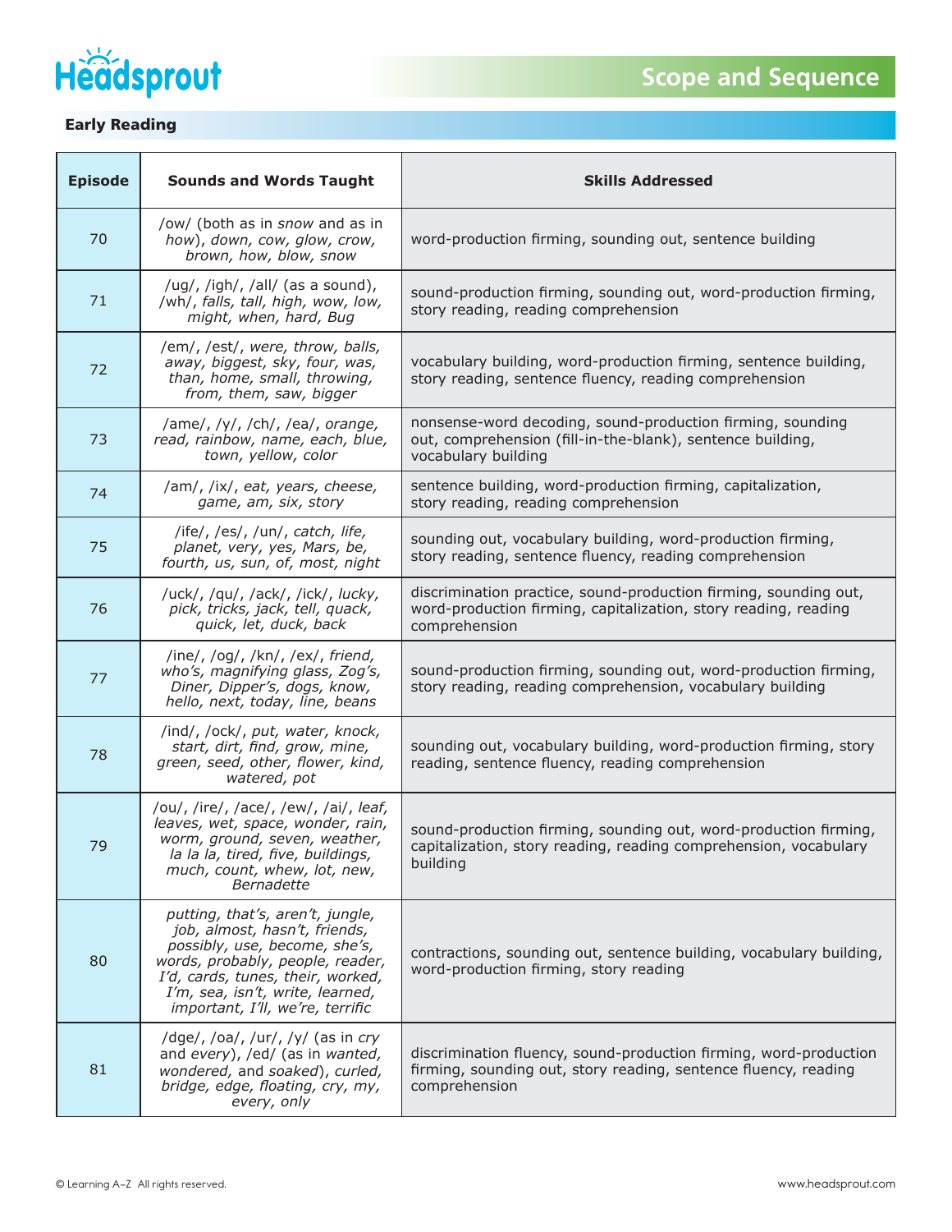## Scope and Sequence

### Early Reading

| Episode | Sounds and Words Taught | Skills Addressed |
|---|---|---|
| 70 | /ow/ (both as in *snow* and as in *how*), *down, cow, glow, crow, brown, how, blow, snow* | word-production firming, sounding out, sentence building |
| 71 | /ug/, /igh/, /all/ (as a sound), /wh/, *falls, tall, high, wow, low, might, when, hard, Bug* | sound-production firming, sounding out, word-production firming, story reading, reading comprehension |
| 72 | /em/, /est/, *were, throw, balls, away, biggest, sky, four, was, than, home, small, throwing, from, them, saw, bigger* | vocabulary building, word-production firming, sentence building, story reading, sentence fluency, reading comprehension |
| 73 | /ame/, /y/, /ch/, /ea/, *orange, read, rainbow, name, each, blue, town, yellow, color* | nonsense-word decoding, sound-production firming, sounding out, comprehension (fill-in-the-blank), sentence building, vocabulary building |
| 74 | /am/, /ix/, *eat, years, cheese, game, am, six, story* | sentence building, word-production firming, capitalization, story reading, reading comprehension |
| 75 | /ife/, /es/, /un/, *catch, life, planet, very, yes, Mars, be, fourth, us, sun, of, most, night* | sounding out, vocabulary building, word-production firming, story reading, sentence fluency, reading comprehension |
| 76 | /uck/, /qu/, /ack/, /ick/, *lucky, pick, tricks, jack, tell, quack, quick, let, duck, back* | discrimination practice, sound-production firming, sounding out, word-production firming, capitalization, story reading, reading comprehension |
| 77 | /ine/, /og/, /kn/, /ex/, *friend, who's, magnifying glass, Zog's, Diner, Dipper's, dogs, know, hello, next, today, line, beans* | sound-production firming, sounding out, word-production firming, story reading, reading comprehension, vocabulary building |
| 78 | /ind/, /ock/, *put, water, knock, start, dirt, find, grow, mine, green, seed, other, flower, kind, watered, pot* | sounding out, vocabulary building, word-production firming, story reading, sentence fluency, reading comprehension |
| 79 | /ou/, /ire/, /ace/, /ew/, /ai/, *leaf, leaves, wet, space, wonder, rain, worm, ground, seven, weather, la la la, tired, five, buildings, much, count, whew, lot, new, Bernadette* | sound-production firming, sounding out, word-production firming, capitalization, story reading, reading comprehension, vocabulary building |
| 80 | *putting, that's, aren't, jungle, job, almost, hasn't, friends, possibly, use, become, she's, words, probably, people, reader, I'd, cards, tunes, their, worked, I'm, sea, isn't, write, learned, important, I'll, we're, terrific* | contractions, sounding out, sentence building, vocabulary building, word-production firming, story reading |
| 81 | /dge/, /oa/, /ur/, /y/ (as in *cry* and *every*), /ed/ (as in *wanted, wondered,* and *soaked*), *curled, bridge, edge, floating, cry, my, every, only* | discrimination fluency, sound-production firming, word-production firming, sounding out, story reading, sentence fluency, reading comprehension |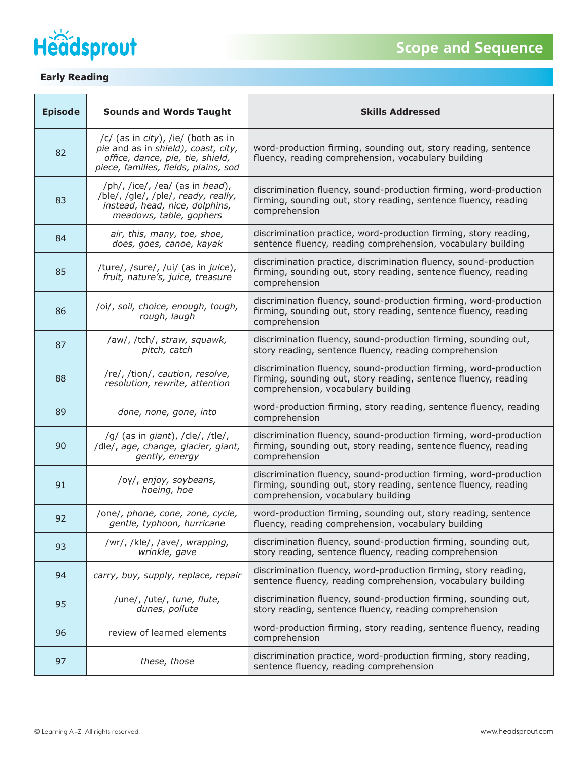# Headsprout

## Scope and Sequence

### Early Reading

| Episode | Sounds and Words Taught | Skills Addressed |
|---|---|---|
| 82 | /c/ (as in *city*), /ie/ (both as in *pie* and as in *shield), coast, city, office, dance, pie, tie, shield, piece, families, fields, plains, sod* | word-production firming, sounding out, story reading, sentence fluency, reading comprehension, vocabulary building |
| 83 | /ph/, /ice/, /ea/ (as in *head*), /ble/, /gle/, /ple/, *ready, really, instead, head, nice, dolphins, meadows, table, gophers* | discrimination fluency, sound-production firming, word-production firming, sounding out, story reading, sentence fluency, reading comprehension |
| 84 | *air, this, many, toe, shoe, does, goes, canoe, kayak* | discrimination practice, word-production firming, story reading, sentence fluency, reading comprehension, vocabulary building |
| 85 | /ture/, /sure/, /ui/ (as in *juice*), *fruit, nature's, juice, treasure* | discrimination practice, discrimination fluency, sound-production firming, sounding out, story reading, sentence fluency, reading comprehension |
| 86 | /oi/, *soil, choice, enough, tough, rough, laugh* | discrimination fluency, sound-production firming, word-production firming, sounding out, story reading, sentence fluency, reading comprehension |
| 87 | /aw/, /tch/, *straw, squawk, pitch, catch* | discrimination fluency, sound-production firming, sounding out, story reading, sentence fluency, reading comprehension |
| 88 | /re/, /tion/, *caution, resolve, resolution, rewrite, attention* | discrimination fluency, sound-production firming, word-production firming, sounding out, story reading, sentence fluency, reading comprehension, vocabulary building |
| 89 | *done, none, gone, into* | word-production firming, story reading, sentence fluency, reading comprehension |
| 90 | /g/ (as in *giant*), /cle/, /tle/, /dle/, *age, change, glacier, giant, gently, energy* | discrimination fluency, sound-production firming, word-production firming, sounding out, story reading, sentence fluency, reading comprehension |
| 91 | /oy/, *enjoy, soybeans, hoeing, hoe* | discrimination fluency, sound-production firming, word-production firming, sounding out, story reading, sentence fluency, reading comprehension, vocabulary building |
| 92 | /one/, *phone, cone, zone, cycle, gentle, typhoon, hurricane* | word-production firming, sounding out, story reading, sentence fluency, reading comprehension, vocabulary building |
| 93 | /wr/, /kle/, /ave/, *wrapping, wrinkle, gave* | discrimination fluency, sound-production firming, sounding out, story reading, sentence fluency, reading comprehension |
| 94 | *carry, buy, supply, replace, repair* | discrimination fluency, word-production firming, story reading, sentence fluency, reading comprehension, vocabulary building |
| 95 | /une/, /ute/, *tune, flute, dunes, pollute* | discrimination fluency, sound-production firming, sounding out, story reading, sentence fluency, reading comprehension |
| 96 | review of learned elements | word-production firming, story reading, sentence fluency, reading comprehension |
| 97 | *these, those* | discrimination practice, word-production firming, story reading, sentence fluency, reading comprehension |

© Learning A–Z All rights reserved. www.headsprout.com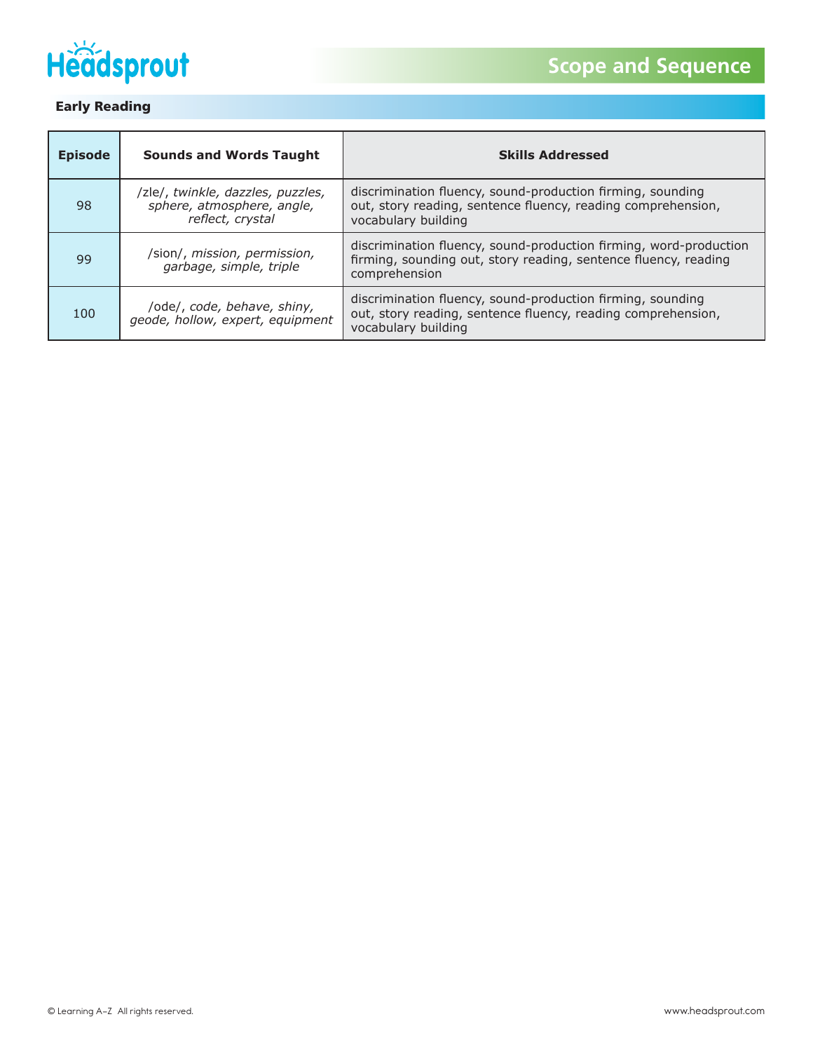## Early Reading

| Episode | Sounds and Words Taught | Skills Addressed |
|---|---|---|
| 98 | /zle/, *twinkle, dazzles, puzzles, sphere, atmosphere, angle, reflect, crystal* | discrimination fluency, sound-production firming, sounding out, story reading, sentence fluency, reading comprehension, vocabulary building |
| 99 | /sion/, *mission, permission, garbage, simple, triple* | discrimination fluency, sound-production firming, word-production firming, sounding out, story reading, sentence fluency, reading comprehension |
| 100 | /ode/, *code, behave, shiny, geode, hollow, expert, equipment* | discrimination fluency, sound-production firming, sounding out, story reading, sentence fluency, reading comprehension, vocabulary building |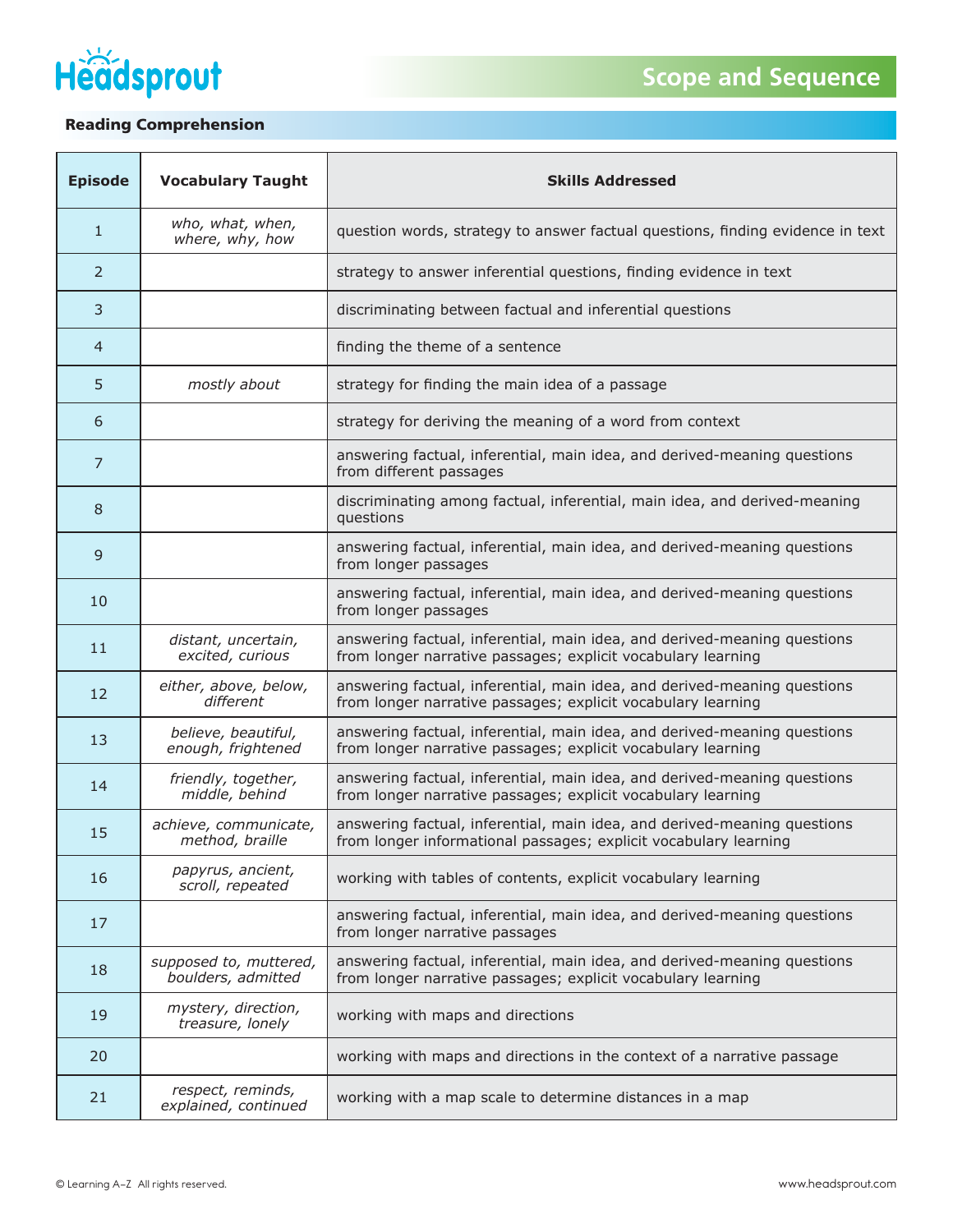# Headsprout

## Scope and Sequence

### Reading Comprehension

| Episode | Vocabulary Taught | Skills Addressed |
|---|---|---|
| 1 | *who, what, when, where, why, how* | question words, strategy to answer factual questions, finding evidence in text |
| 2 | | strategy to answer inferential questions, finding evidence in text |
| 3 | | discriminating between factual and inferential questions |
| 4 | | finding the theme of a sentence |
| 5 | *mostly about* | strategy for finding the main idea of a passage |
| 6 | | strategy for deriving the meaning of a word from context |
| 7 | | answering factual, inferential, main idea, and derived-meaning questions from different passages |
| 8 | | discriminating among factual, inferential, main idea, and derived-meaning questions |
| 9 | | answering factual, inferential, main idea, and derived-meaning questions from longer passages |
| 10 | | answering factual, inferential, main idea, and derived-meaning questions from longer passages |
| 11 | *distant, uncertain, excited, curious* | answering factual, inferential, main idea, and derived-meaning questions from longer narrative passages; explicit vocabulary learning |
| 12 | *either, above, below, different* | answering factual, inferential, main idea, and derived-meaning questions from longer narrative passages; explicit vocabulary learning |
| 13 | *believe, beautiful, enough, frightened* | answering factual, inferential, main idea, and derived-meaning questions from longer narrative passages; explicit vocabulary learning |
| 14 | *friendly, together, middle, behind* | answering factual, inferential, main idea, and derived-meaning questions from longer narrative passages; explicit vocabulary learning |
| 15 | *achieve, communicate, method, braille* | answering factual, inferential, main idea, and derived-meaning questions from longer informational passages; explicit vocabulary learning |
| 16 | *papyrus, ancient, scroll, repeated* | working with tables of contents, explicit vocabulary learning |
| 17 | | answering factual, inferential, main idea, and derived-meaning questions from longer narrative passages |
| 18 | *supposed to, muttered, boulders, admitted* | answering factual, inferential, main idea, and derived-meaning questions from longer narrative passages; explicit vocabulary learning |
| 19 | *mystery, direction, treasure, lonely* | working with maps and directions |
| 20 | | working with maps and directions in the context of a narrative passage |
| 21 | *respect, reminds, explained, continued* | working with a map scale to determine distances in a map |

© Learning A–Z All rights reserved. www.headsprout.com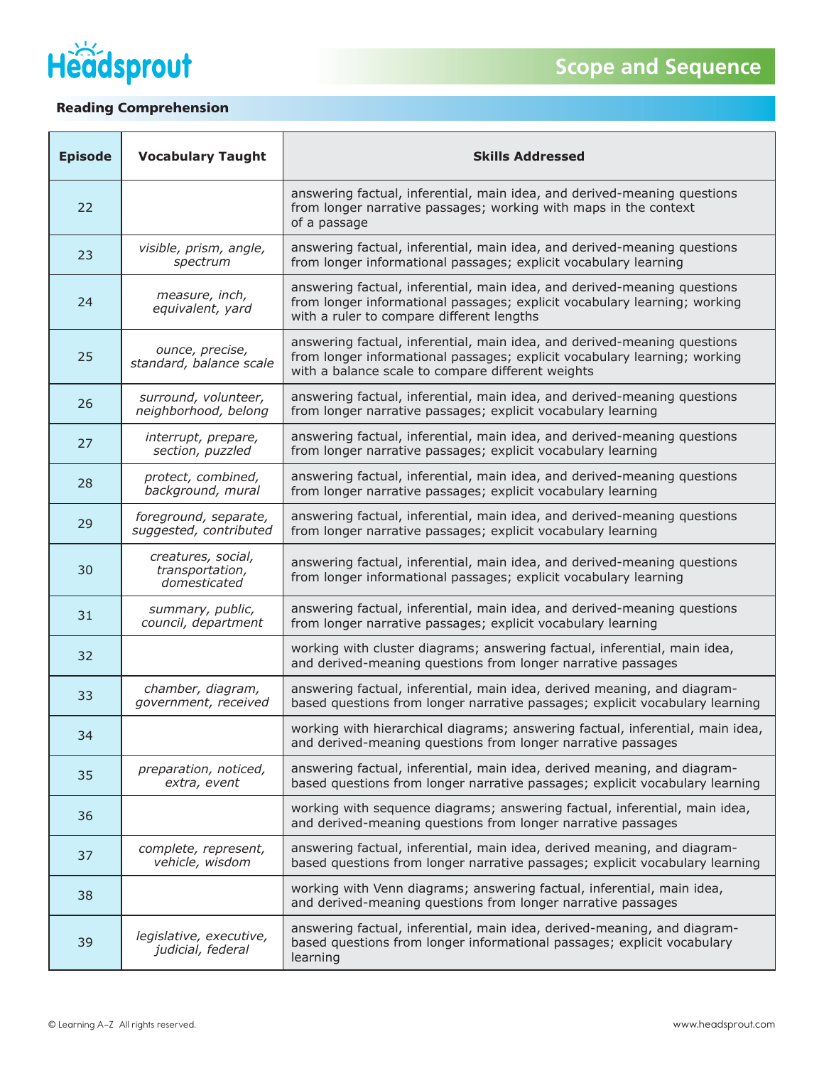## Scope and Sequence

### Reading Comprehension

| Episode | Vocabulary Taught | Skills Addressed |
|---|---|---|
| 22 | | answering factual, inferential, main idea, and derived-meaning questions from longer narrative passages; working with maps in the context of a passage |
| 23 | *visible, prism, angle, spectrum* | answering factual, inferential, main idea, and derived-meaning questions from longer informational passages; explicit vocabulary learning |
| 24 | *measure, inch, equivalent, yard* | answering factual, inferential, main idea, and derived-meaning questions from longer informational passages; explicit vocabulary learning; working with a ruler to compare different lengths |
| 25 | *ounce, precise, standard, balance scale* | answering factual, inferential, main idea, and derived-meaning questions from longer informational passages; explicit vocabulary learning; working with a balance scale to compare different weights |
| 26 | *surround, volunteer, neighborhood, belong* | answering factual, inferential, main idea, and derived-meaning questions from longer narrative passages; explicit vocabulary learning |
| 27 | *interrupt, prepare, section, puzzled* | answering factual, inferential, main idea, and derived-meaning questions from longer narrative passages; explicit vocabulary learning |
| 28 | *protect, combined, background, mural* | answering factual, inferential, main idea, and derived-meaning questions from longer narrative passages; explicit vocabulary learning |
| 29 | *foreground, separate, suggested, contributed* | answering factual, inferential, main idea, and derived-meaning questions from longer narrative passages; explicit vocabulary learning |
| 30 | *creatures, social, transportation, domesticated* | answering factual, inferential, main idea, and derived-meaning questions from longer informational passages; explicit vocabulary learning |
| 31 | *summary, public, council, department* | answering factual, inferential, main idea, and derived-meaning questions from longer narrative passages; explicit vocabulary learning |
| 32 | | working with cluster diagrams; answering factual, inferential, main idea, and derived-meaning questions from longer narrative passages |
| 33 | *chamber, diagram, government, received* | answering factual, inferential, main idea, derived meaning, and diagram-based questions from longer narrative passages; explicit vocabulary learning |
| 34 | | working with hierarchical diagrams; answering factual, inferential, main idea, and derived-meaning questions from longer narrative passages |
| 35 | *preparation, noticed, extra, event* | answering factual, inferential, main idea, derived meaning, and diagram-based questions from longer narrative passages; explicit vocabulary learning |
| 36 | | working with sequence diagrams; answering factual, inferential, main idea, and derived-meaning questions from longer narrative passages |
| 37 | *complete, represent, vehicle, wisdom* | answering factual, inferential, main idea, derived meaning, and diagram-based questions from longer narrative passages; explicit vocabulary learning |
| 38 | | working with Venn diagrams; answering factual, inferential, main idea, and derived-meaning questions from longer narrative passages |
| 39 | *legislative, executive, judicial, federal* | answering factual, inferential, main idea, derived-meaning, and diagram-based questions from longer informational passages; explicit vocabulary learning |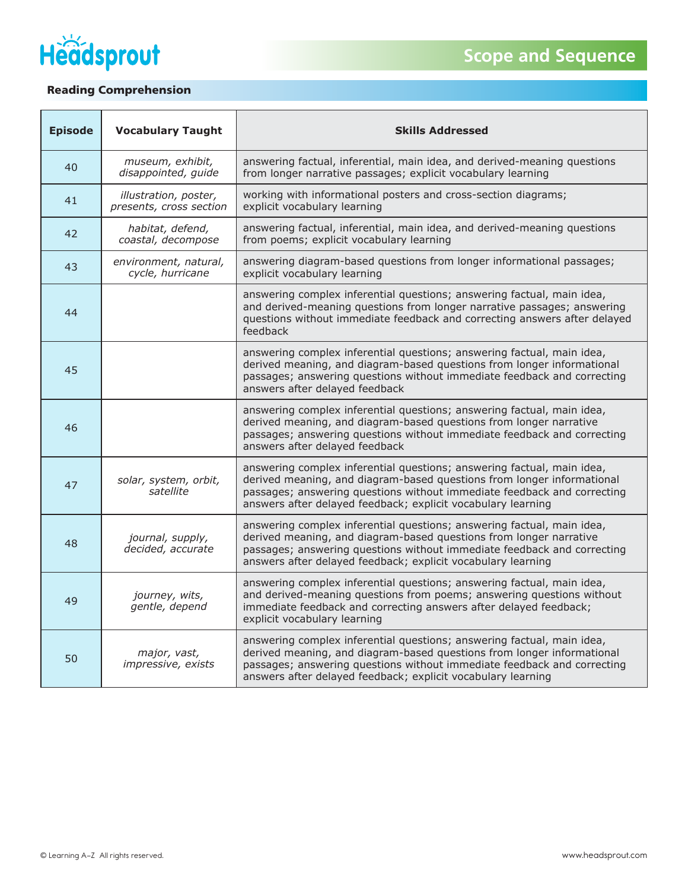# Scope and Sequence

## Reading Comprehension

| Episode | Vocabulary Taught | Skills Addressed |
|---|---|---|
| 40 | *museum, exhibit, disappointed, guide* | answering factual, inferential, main idea, and derived-meaning questions from longer narrative passages; explicit vocabulary learning |
| 41 | *illustration, poster, presents, cross section* | working with informational posters and cross-section diagrams; explicit vocabulary learning |
| 42 | *habitat, defend, coastal, decompose* | answering factual, inferential, main idea, and derived-meaning questions from poems; explicit vocabulary learning |
| 43 | *environment, natural, cycle, hurricane* | answering diagram-based questions from longer informational passages; explicit vocabulary learning |
| 44 | | answering complex inferential questions; answering factual, main idea, and derived-meaning questions from longer narrative passages; answering questions without immediate feedback and correcting answers after delayed feedback |
| 45 | | answering complex inferential questions; answering factual, main idea, derived meaning, and diagram-based questions from longer informational passages; answering questions without immediate feedback and correcting answers after delayed feedback |
| 46 | | answering complex inferential questions; answering factual, main idea, derived meaning, and diagram-based questions from longer narrative passages; answering questions without immediate feedback and correcting answers after delayed feedback |
| 47 | *solar, system, orbit, satellite* | answering complex inferential questions; answering factual, main idea, derived meaning, and diagram-based questions from longer informational passages; answering questions without immediate feedback and correcting answers after delayed feedback; explicit vocabulary learning |
| 48 | *journal, supply, decided, accurate* | answering complex inferential questions; answering factual, main idea, derived meaning, and diagram-based questions from longer narrative passages; answering questions without immediate feedback and correcting answers after delayed feedback; explicit vocabulary learning |
| 49 | *journey, wits, gentle, depend* | answering complex inferential questions; answering factual, main idea, and derived-meaning questions from poems; answering questions without immediate feedback and correcting answers after delayed feedback; explicit vocabulary learning |
| 50 | *major, vast, impressive, exists* | answering complex inferential questions; answering factual, main idea, derived meaning, and diagram-based questions from longer informational passages; answering questions without immediate feedback and correcting answers after delayed feedback; explicit vocabulary learning |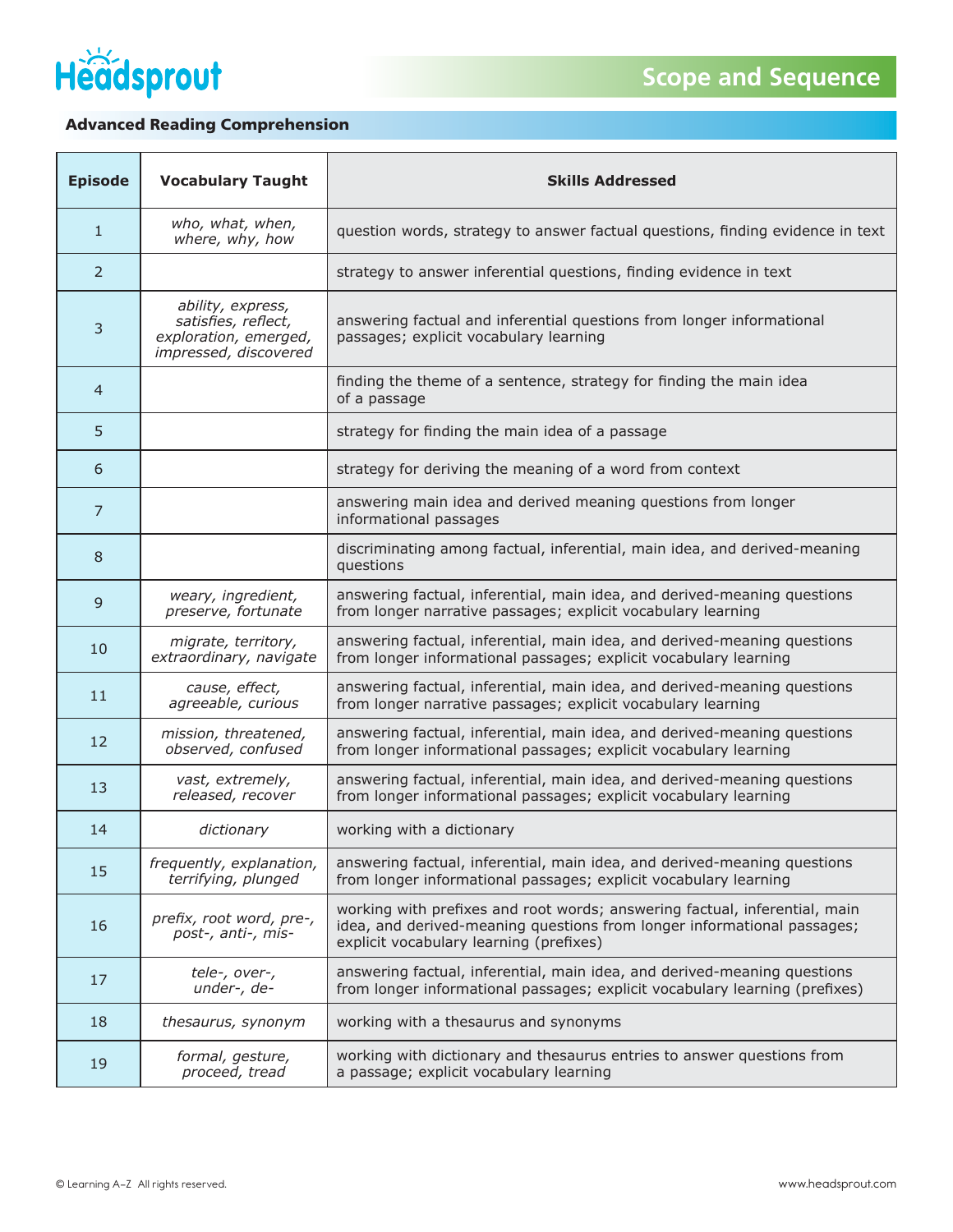# Headsprout

## Scope and Sequence

### Advanced Reading Comprehension

| Episode | Vocabulary Taught | Skills Addressed |
|---|---|---|
| 1 | *who, what, when, where, why, how* | question words, strategy to answer factual questions, finding evidence in text |
| 2 | | strategy to answer inferential questions, finding evidence in text |
| 3 | *ability, express, satisfies, reflect, exploration, emerged, impressed, discovered* | answering factual and inferential questions from longer informational passages; explicit vocabulary learning |
| 4 | | finding the theme of a sentence, strategy for finding the main idea of a passage |
| 5 | | strategy for finding the main idea of a passage |
| 6 | | strategy for deriving the meaning of a word from context |
| 7 | | answering main idea and derived meaning questions from longer informational passages |
| 8 | | discriminating among factual, inferential, main idea, and derived-meaning questions |
| 9 | *weary, ingredient, preserve, fortunate* | answering factual, inferential, main idea, and derived-meaning questions from longer narrative passages; explicit vocabulary learning |
| 10 | *migrate, territory, extraordinary, navigate* | answering factual, inferential, main idea, and derived-meaning questions from longer informational passages; explicit vocabulary learning |
| 11 | *cause, effect, agreeable, curious* | answering factual, inferential, main idea, and derived-meaning questions from longer narrative passages; explicit vocabulary learning |
| 12 | *mission, threatened, observed, confused* | answering factual, inferential, main idea, and derived-meaning questions from longer informational passages; explicit vocabulary learning |
| 13 | *vast, extremely, released, recover* | answering factual, inferential, main idea, and derived-meaning questions from longer informational passages; explicit vocabulary learning |
| 14 | *dictionary* | working with a dictionary |
| 15 | *frequently, explanation, terrifying, plunged* | answering factual, inferential, main idea, and derived-meaning questions from longer informational passages; explicit vocabulary learning |
| 16 | *prefix, root word, pre-, post-, anti-, mis-* | working with prefixes and root words; answering factual, inferential, main idea, and derived-meaning questions from longer informational passages; explicit vocabulary learning (prefixes) |
| 17 | *tele-, over-, under-, de-* | answering factual, inferential, main idea, and derived-meaning questions from longer informational passages; explicit vocabulary learning (prefixes) |
| 18 | *thesaurus, synonym* | working with a thesaurus and synonyms |
| 19 | *formal, gesture, proceed, tread* | working with dictionary and thesaurus entries to answer questions from a passage; explicit vocabulary learning |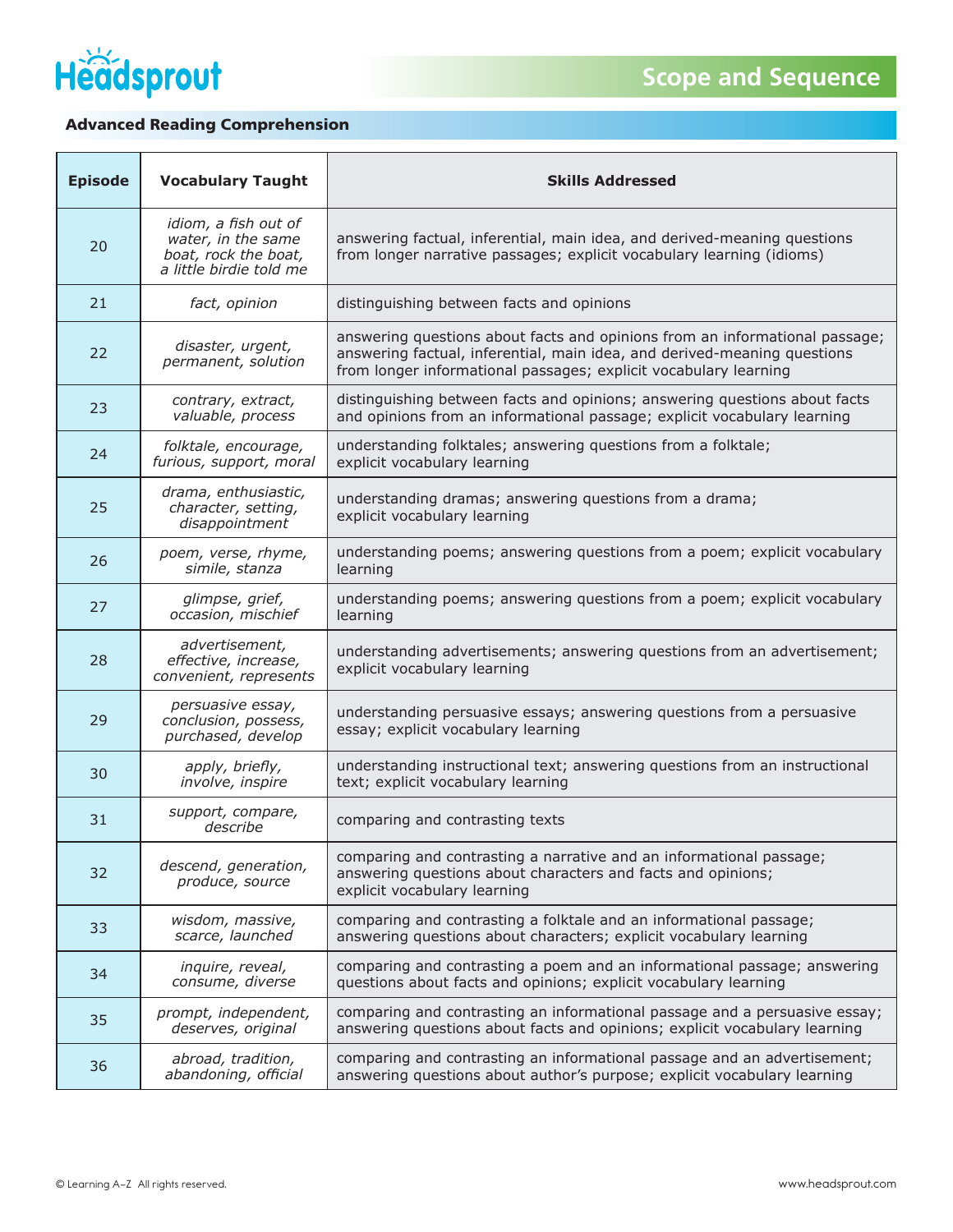## Scope and Sequence

### Advanced Reading Comprehension

| Episode | Vocabulary Taught | Skills Addressed |
|---|---|---|
| 20 | *idiom, a fish out of water, in the same boat, rock the boat, a little birdie told me* | answering factual, inferential, main idea, and derived-meaning questions from longer narrative passages; explicit vocabulary learning (idioms) |
| 21 | *fact, opinion* | distinguishing between facts and opinions |
| 22 | *disaster, urgent, permanent, solution* | answering questions about facts and opinions from an informational passage; answering factual, inferential, main idea, and derived-meaning questions from longer informational passages; explicit vocabulary learning |
| 23 | *contrary, extract, valuable, process* | distinguishing between facts and opinions; answering questions about facts and opinions from an informational passage; explicit vocabulary learning |
| 24 | *folktale, encourage, furious, support, moral* | understanding folktales; answering questions from a folktale; explicit vocabulary learning |
| 25 | *drama, enthusiastic, character, setting, disappointment* | understanding dramas; answering questions from a drama; explicit vocabulary learning |
| 26 | *poem, verse, rhyme, simile, stanza* | understanding poems; answering questions from a poem; explicit vocabulary learning |
| 27 | *glimpse, grief, occasion, mischief* | understanding poems; answering questions from a poem; explicit vocabulary learning |
| 28 | *advertisement, effective, increase, convenient, represents* | understanding advertisements; answering questions from an advertisement; explicit vocabulary learning |
| 29 | *persuasive essay, conclusion, possess, purchased, develop* | understanding persuasive essays; answering questions from a persuasive essay; explicit vocabulary learning |
| 30 | *apply, briefly, involve, inspire* | understanding instructional text; answering questions from an instructional text; explicit vocabulary learning |
| 31 | *support, compare, describe* | comparing and contrasting texts |
| 32 | *descend, generation, produce, source* | comparing and contrasting a narrative and an informational passage; answering questions about characters and facts and opinions; explicit vocabulary learning |
| 33 | *wisdom, massive, scarce, launched* | comparing and contrasting a folktale and an informational passage; answering questions about characters; explicit vocabulary learning |
| 34 | *inquire, reveal, consume, diverse* | comparing and contrasting a poem and an informational passage; answering questions about facts and opinions; explicit vocabulary learning |
| 35 | *prompt, independent, deserves, original* | comparing and contrasting an informational passage and a persuasive essay; answering questions about facts and opinions; explicit vocabulary learning |
| 36 | *abroad, tradition, abandoning, official* | comparing and contrasting an informational passage and an advertisement; answering questions about author's purpose; explicit vocabulary learning |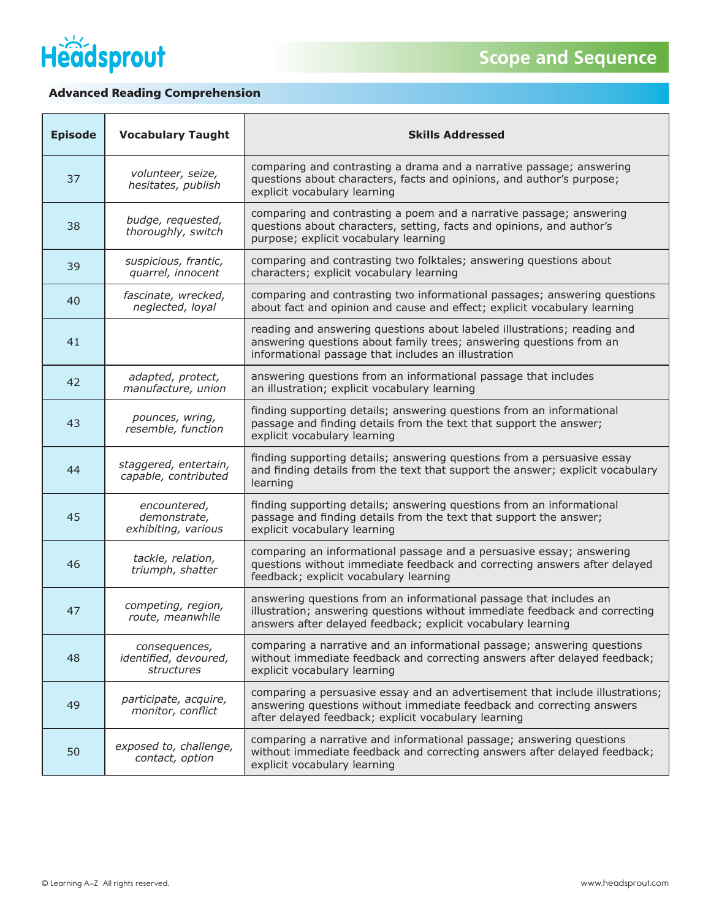# Scope and Sequence

## Advanced Reading Comprehension

| Episode | Vocabulary Taught | Skills Addressed |
|---|---|---|
| 37 | *volunteer, seize, hesitates, publish* | comparing and contrasting a drama and a narrative passage; answering questions about characters, facts and opinions, and author's purpose; explicit vocabulary learning |
| 38 | *budge, requested, thoroughly, switch* | comparing and contrasting a poem and a narrative passage; answering questions about characters, setting, facts and opinions, and author's purpose; explicit vocabulary learning |
| 39 | *suspicious, frantic, quarrel, innocent* | comparing and contrasting two folktales; answering questions about characters; explicit vocabulary learning |
| 40 | *fascinate, wrecked, neglected, loyal* | comparing and contrasting two informational passages; answering questions about fact and opinion and cause and effect; explicit vocabulary learning |
| 41 | | reading and answering questions about labeled illustrations; reading and answering questions about family trees; answering questions from an informational passage that includes an illustration |
| 42 | *adapted, protect, manufacture, union* | answering questions from an informational passage that includes an illustration; explicit vocabulary learning |
| 43 | *pounces, wring, resemble, function* | finding supporting details; answering questions from an informational passage and finding details from the text that support the answer; explicit vocabulary learning |
| 44 | *staggered, entertain, capable, contributed* | finding supporting details; answering questions from a persuasive essay and finding details from the text that support the answer; explicit vocabulary learning |
| 45 | *encountered, demonstrate, exhibiting, various* | finding supporting details; answering questions from an informational passage and finding details from the text that support the answer; explicit vocabulary learning |
| 46 | *tackle, relation, triumph, shatter* | comparing an informational passage and a persuasive essay; answering questions without immediate feedback and correcting answers after delayed feedback; explicit vocabulary learning |
| 47 | *competing, region, route, meanwhile* | answering questions from an informational passage that includes an illustration; answering questions without immediate feedback and correcting answers after delayed feedback; explicit vocabulary learning |
| 48 | *consequences, identified, devoured, structures* | comparing a narrative and an informational passage; answering questions without immediate feedback and correcting answers after delayed feedback; explicit vocabulary learning |
| 49 | *participate, acquire, monitor, conflict* | comparing a persuasive essay and an advertisement that include illustrations; answering questions without immediate feedback and correcting answers after delayed feedback; explicit vocabulary learning |
| 50 | *exposed to, challenge, contact, option* | comparing a narrative and informational passage; answering questions without immediate feedback and correcting answers after delayed feedback; explicit vocabulary learning |